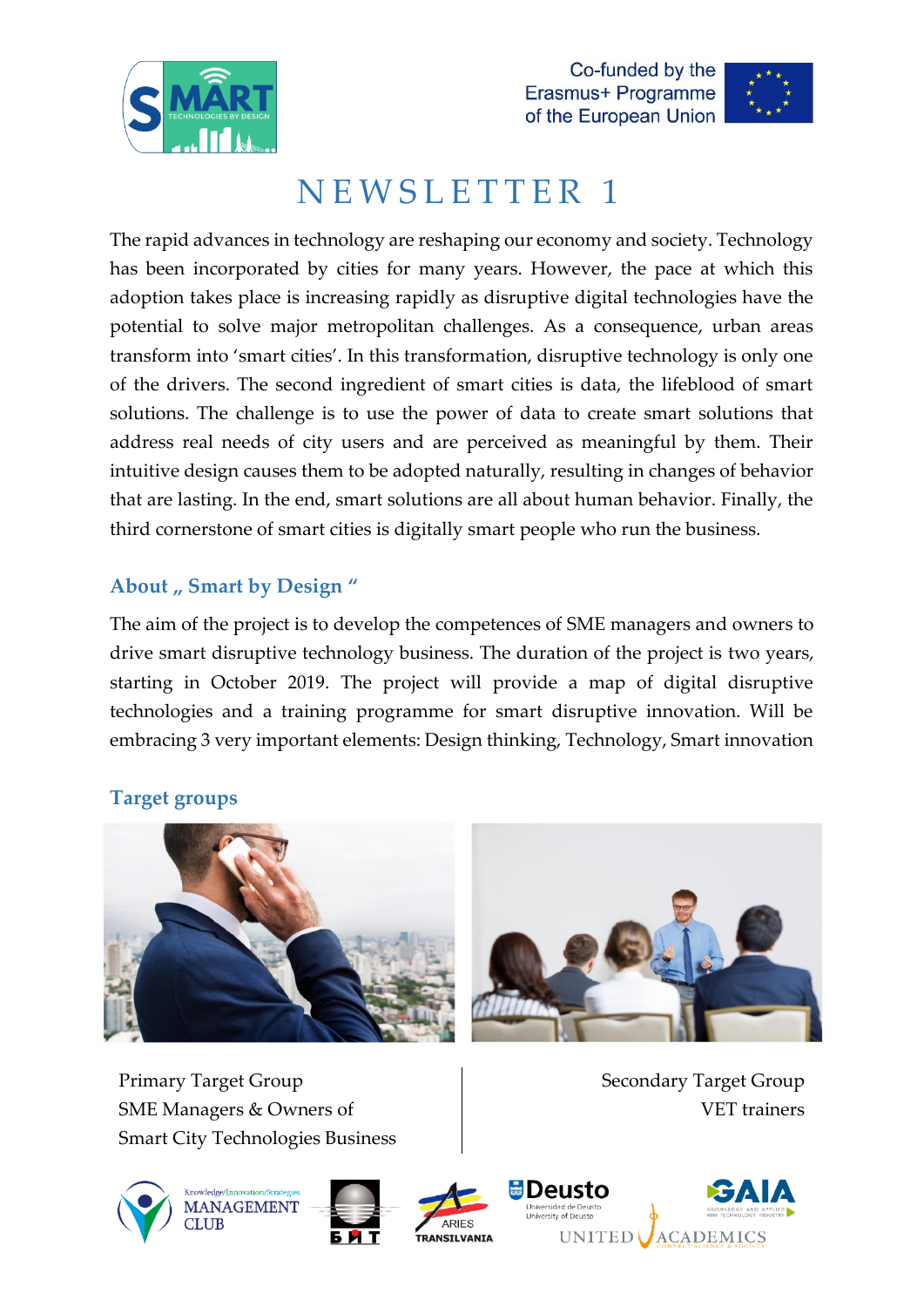Co-funded by the Erasmus+ Programme of the European Union

# NEWSLETTER 1

The rapid advances in technology are reshaping our economy and society. Technology has been incorporated by cities for many years. However, the pace at which this adoption takes place is increasing rapidly as disruptive digital technologies have the potential to solve major metropolitan challenges. As a consequence, urban areas transform into 'smart cities'. In this transformation, disruptive technology is only one of the drivers. The second ingredient of smart cities is data, the lifeblood of smart solutions. The challenge is to use the power of data to create smart solutions that address real needs of city users and are perceived as meaningful by them. Their intuitive design causes them to be adopted naturally, resulting in changes of behavior that are lasting. In the end, smart solutions are all about human behavior. Finally, the third cornerstone of smart cities is digitally smart people who run the business.

## About „ Smart by Design "

The aim of the project is to develop the competences of SME managers and owners to drive smart disruptive technology business. The duration of the project is two years, starting in October 2019. The project will provide a map of digital disruptive technologies and a training programme for smart disruptive innovation. Will be embracing 3 very important elements: Design thinking, Technology, Smart innovation

## Target groups

Primary Target Group
SME Managers & Owners of
Smart City Technologies Business

Secondary Target Group
VET trainers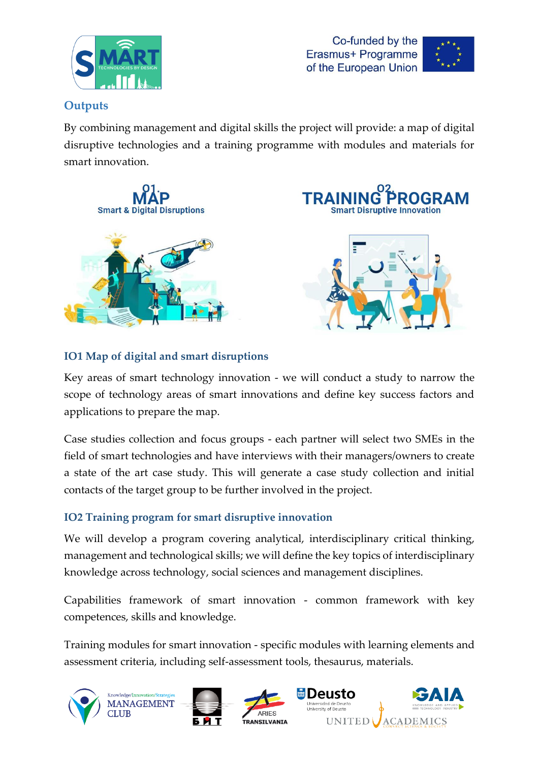## Outputs

By combining management and digital skills the project will provide: a map of digital disruptive technologies and a training programme with modules and materials for smart innovation.

O1. MAP
Smart & Digital Disruptions

O2. TRAINING PROGRAM
Smart Disruptive Innovation

### IO1 Map of digital and smart disruptions

Key areas of smart technology innovation - we will conduct a study to narrow the scope of technology areas of smart innovations and define key success factors and applications to prepare the map.

Case studies collection and focus groups - each partner will select two SMEs in the field of smart technologies and have interviews with their managers/owners to create a state of the art case study. This will generate a case study collection and initial contacts of the target group to be further involved in the project.

### IO2 Training program for smart disruptive innovation

We will develop a program covering analytical, interdisciplinary critical thinking, management and technological skills; we will define the key topics of interdisciplinary knowledge across technology, social sciences and management disciplines.

Capabilities framework of smart innovation - common framework with key competences, skills and knowledge.

Training modules for smart innovation - specific modules with learning elements and assessment criteria, including self-assessment tools, thesaurus, materials.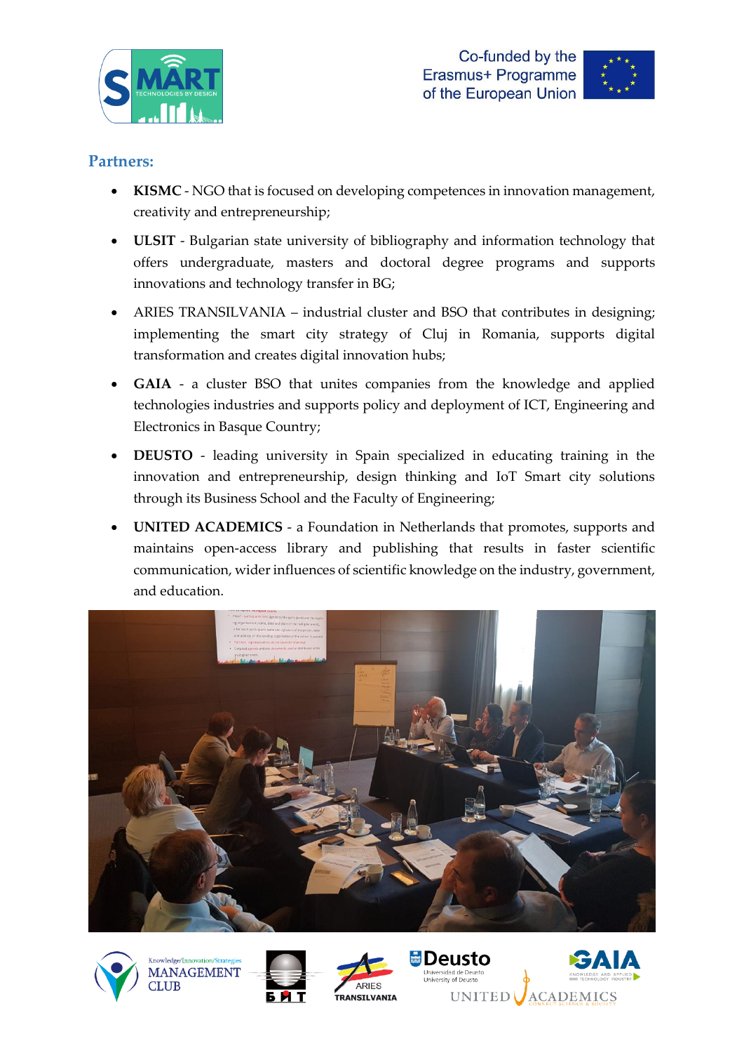## Partners:

- **KISMC** - NGO that is focused on developing competences in innovation management, creativity and entrepreneurship;
- **ULSIT** - Bulgarian state university of bibliography and information technology that offers undergraduate, masters and doctoral degree programs and supports innovations and technology transfer in BG;
- ARIES TRANSILVANIA – industrial cluster and BSO that contributes in designing; implementing the smart city strategy of Cluj in Romania, supports digital transformation and creates digital innovation hubs;
- **GAIA** - a cluster BSO that unites companies from the knowledge and applied technologies industries and supports policy and deployment of ICT, Engineering and Electronics in Basque Country;
- **DEUSTO** - leading university in Spain specialized in educating training in the innovation and entrepreneurship, design thinking and IoT Smart city solutions through its Business School and the Faculty of Engineering;
- **UNITED ACADEMICS** - a Foundation in Netherlands that promotes, supports and maintains open-access library and publishing that results in faster scientific communication, wider influences of scientific knowledge on the industry, government, and education.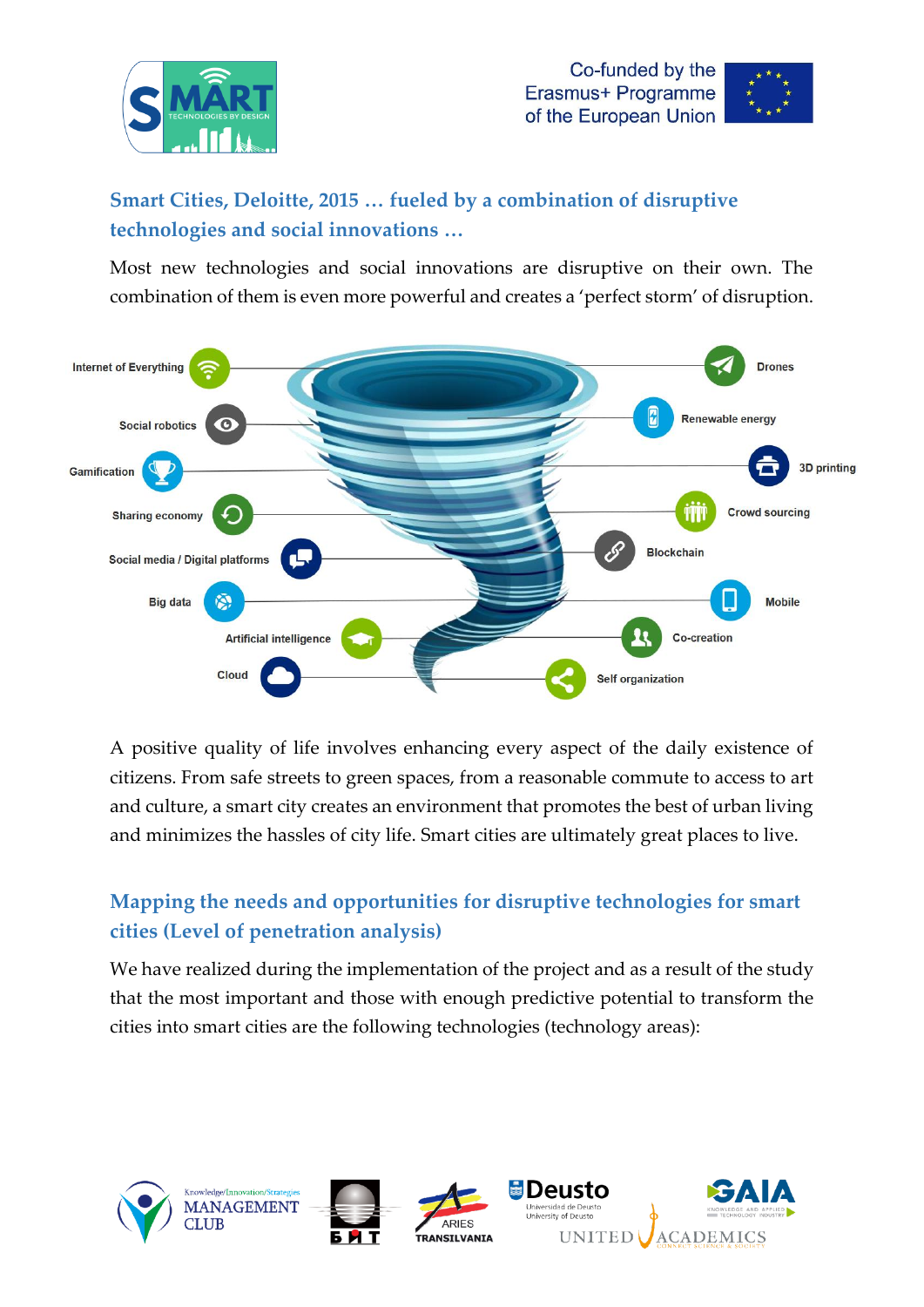## Smart Cities, Deloitte, 2015 … fueled by a combination of disruptive technologies and social innovations …

Most new technologies and social innovations are disruptive on their own. The combination of them is even more powerful and creates a 'perfect storm' of disruption.

Internet of Everything
Social robotics
Gamification
Sharing economy
Social media / Digital platforms
Big data
Artificial intelligence
Cloud
Drones
Renewable energy
3D printing
Crowd sourcing
Blockchain
Mobile
Co-creation
Self organization

A positive quality of life involves enhancing every aspect of the daily existence of citizens. From safe streets to green spaces, from a reasonable commute to access to art and culture, a smart city creates an environment that promotes the best of urban living and minimizes the hassles of city life. Smart cities are ultimately great places to live.

## Mapping the needs and opportunities for disruptive technologies for smart cities (Level of penetration analysis)

We have realized during the implementation of the project and as a result of the study that the most important and those with enough predictive potential to transform the cities into smart cities are the following technologies (technology areas):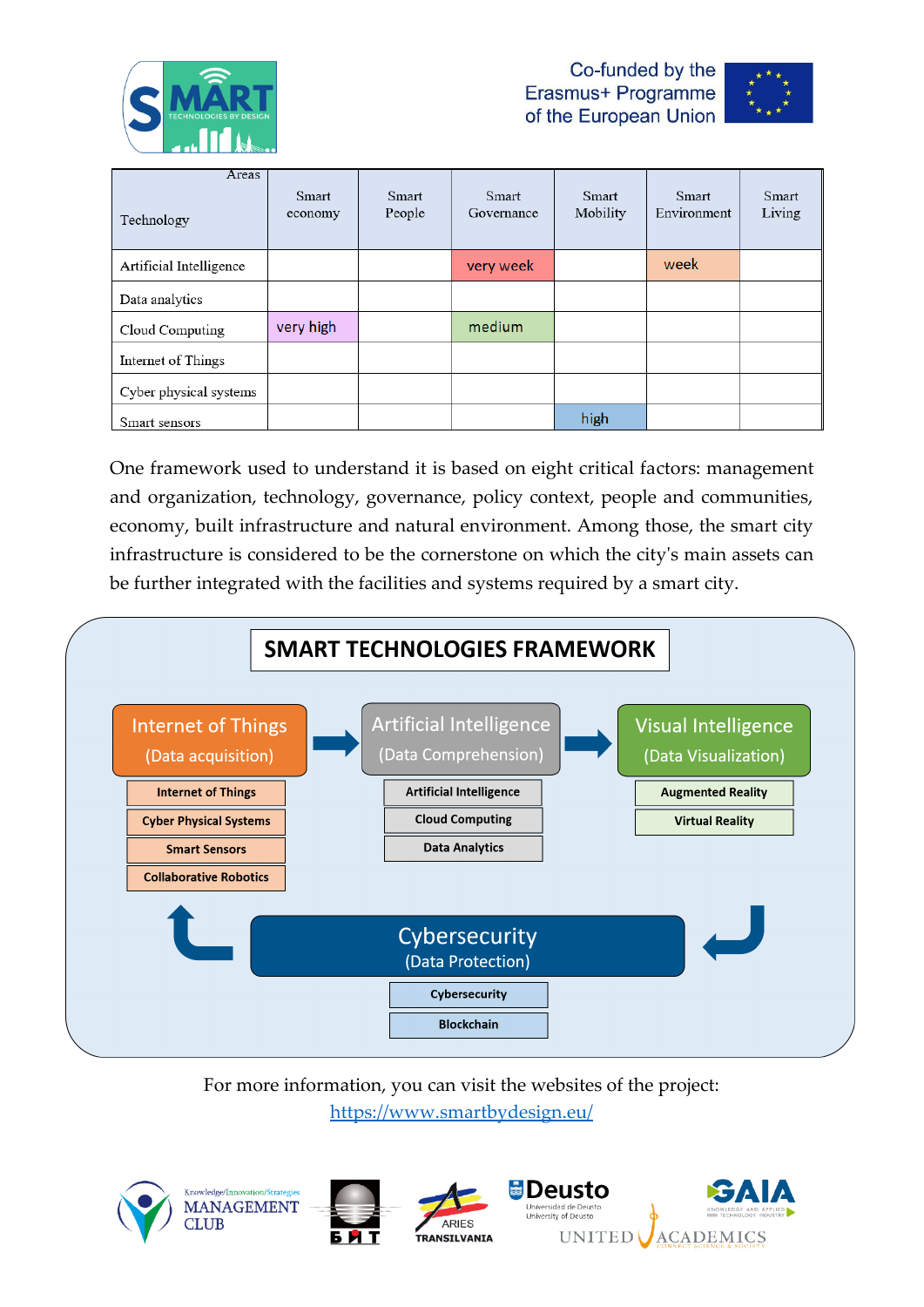| Technology \ Areas | Smart economy | Smart People | Smart Governance | Smart Mobility | Smart Environment | Smart Living |
|---|---|---|---|---|---|---|
| Artificial Intelligence | | | very week | | week | |
| Data analytics | | | | | | |
| Cloud Computing | very high | | medium | | | |
| Internet of Things | | | | | | |
| Cyber physical systems | | | | | | |
| Smart sensors | | | | high | | |

One framework used to understand it is based on eight critical factors: management and organization, technology, governance, policy context, people and communities, economy, built infrastructure and natural environment. Among those, the smart city infrastructure is considered to be the cornerstone on which the city's main assets can be further integrated with the facilities and systems required by a smart city.

**SMART TECHNOLOGIES FRAMEWORK**

Internet of Things (Data acquisition)
- Internet of Things
- Cyber Physical Systems
- Smart Sensors
- Collaborative Robotics

Artificial Intelligence (Data Comprehension)
- Artificial Intelligence
- Cloud Computing
- Data Analytics

Visual Intelligence (Data Visualization)
- Augmented Reality
- Virtual Reality

Cybersecurity (Data Protection)
- Cybersecurity
- Blockchain

For more information, you can visit the websites of the project:
[https://www.smartbydesign.eu/](https://www.smartbydesign.eu/)